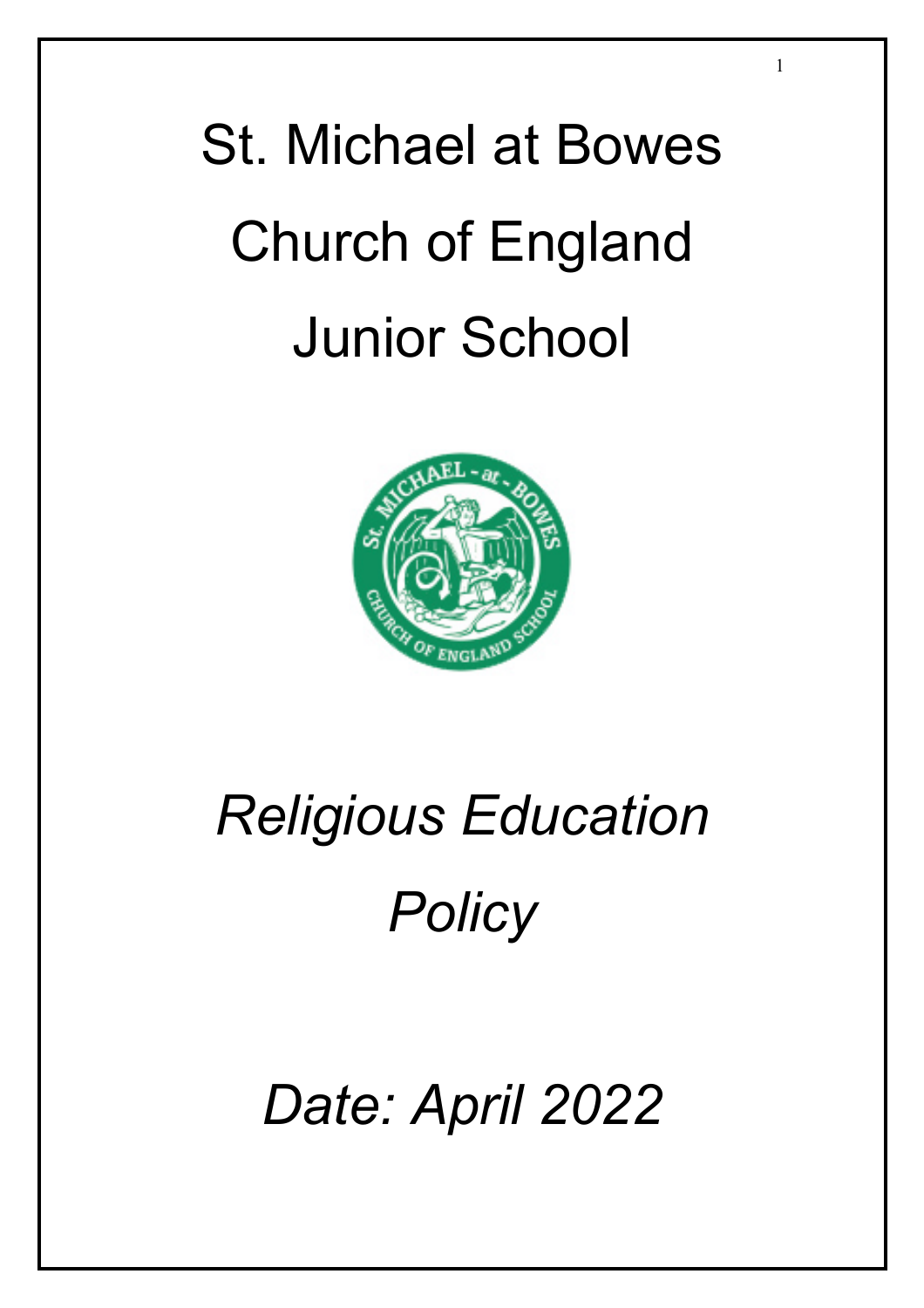# St. Michael at Bowes Church of England Junior School

## *Religious Education Policy*

*Date: April 2022*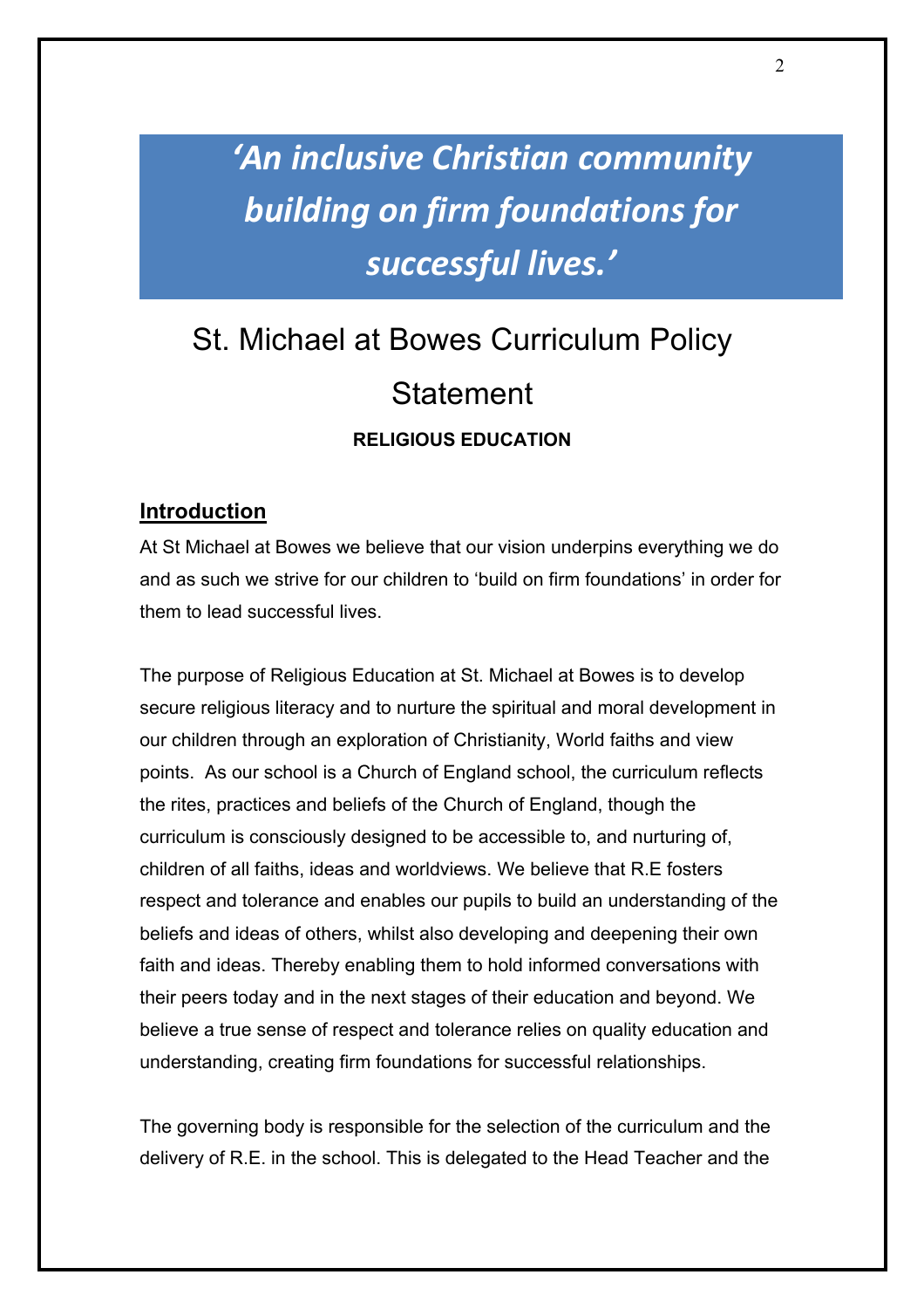***'An inclusive Christian community building on firm foundations for successful lives.'***

# St. Michael at Bowes Curriculum Policy Statement

**RELIGIOUS EDUCATION**

## Introduction

At St Michael at Bowes we believe that our vision underpins everything we do and as such we strive for our children to 'build on firm foundations' in order for them to lead successful lives.

The purpose of Religious Education at St. Michael at Bowes is to develop secure religious literacy and to nurture the spiritual and moral development in our children through an exploration of Christianity, World faiths and view points. As our school is a Church of England school, the curriculum reflects the rites, practices and beliefs of the Church of England, though the curriculum is consciously designed to be accessible to, and nurturing of, children of all faiths, ideas and worldviews. We believe that R.E fosters respect and tolerance and enables our pupils to build an understanding of the beliefs and ideas of others, whilst also developing and deepening their own faith and ideas. Thereby enabling them to hold informed conversations with their peers today and in the next stages of their education and beyond. We believe a true sense of respect and tolerance relies on quality education and understanding, creating firm foundations for successful relationships.

The governing body is responsible for the selection of the curriculum and the delivery of R.E. in the school. This is delegated to the Head Teacher and the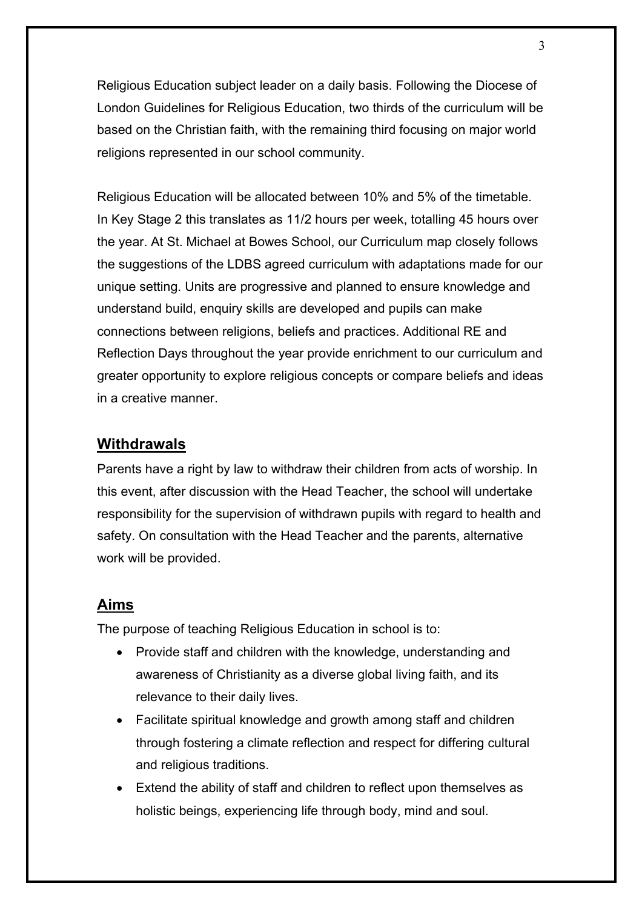Religious Education subject leader on a daily basis. Following the Diocese of London Guidelines for Religious Education, two thirds of the curriculum will be based on the Christian faith, with the remaining third focusing on major world religions represented in our school community.

Religious Education will be allocated between 10% and 5% of the timetable. In Key Stage 2 this translates as 11/2 hours per week, totalling 45 hours over the year. At St. Michael at Bowes School, our Curriculum map closely follows the suggestions of the LDBS agreed curriculum with adaptations made for our unique setting. Units are progressive and planned to ensure knowledge and understand build, enquiry skills are developed and pupils can make connections between religions, beliefs and practices. Additional RE and Reflection Days throughout the year provide enrichment to our curriculum and greater opportunity to explore religious concepts or compare beliefs and ideas in a creative manner.

## Withdrawals

Parents have a right by law to withdraw their children from acts of worship. In this event, after discussion with the Head Teacher, the school will undertake responsibility for the supervision of withdrawn pupils with regard to health and safety. On consultation with the Head Teacher and the parents, alternative work will be provided.

## Aims

The purpose of teaching Religious Education in school is to:

- Provide staff and children with the knowledge, understanding and awareness of Christianity as a diverse global living faith, and its relevance to their daily lives.
- Facilitate spiritual knowledge and growth among staff and children through fostering a climate reflection and respect for differing cultural and religious traditions.
- Extend the ability of staff and children to reflect upon themselves as holistic beings, experiencing life through body, mind and soul.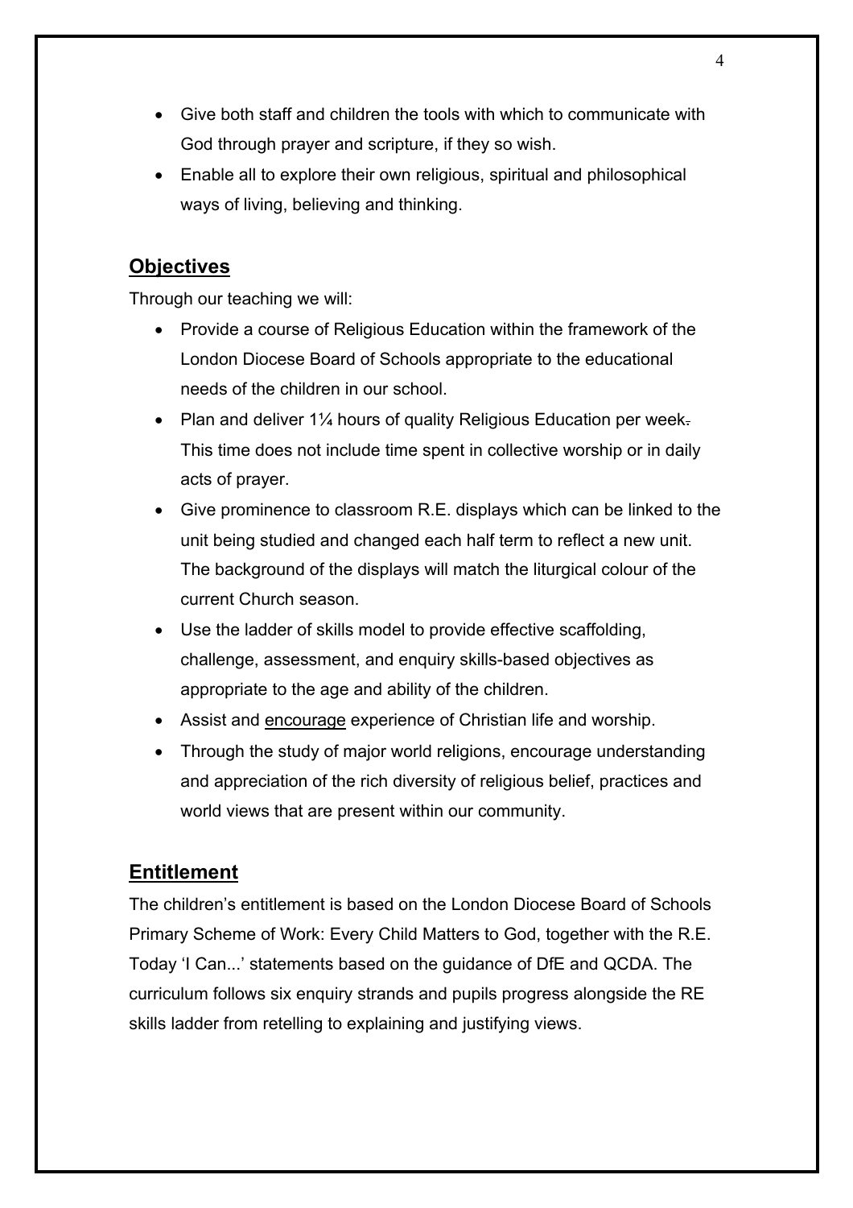- Give both staff and children the tools with which to communicate with God through prayer and scripture, if they so wish.
- Enable all to explore their own religious, spiritual and philosophical ways of living, believing and thinking.

## Objectives

Through our teaching we will:

- Provide a course of Religious Education within the framework of the London Diocese Board of Schools appropriate to the educational needs of the children in our school.
- Plan and deliver 1¼ hours of quality Religious Education per week. This time does not include time spent in collective worship or in daily acts of prayer.
- Give prominence to classroom R.E. displays which can be linked to the unit being studied and changed each half term to reflect a new unit. The background of the displays will match the liturgical colour of the current Church season.
- Use the ladder of skills model to provide effective scaffolding, challenge, assessment, and enquiry skills-based objectives as appropriate to the age and ability of the children.
- Assist and encourage experience of Christian life and worship.
- Through the study of major world religions, encourage understanding and appreciation of the rich diversity of religious belief, practices and world views that are present within our community.

## Entitlement

The children's entitlement is based on the London Diocese Board of Schools Primary Scheme of Work: Every Child Matters to God, together with the R.E. Today 'I Can...' statements based on the guidance of DfE and QCDA. The curriculum follows six enquiry strands and pupils progress alongside the RE skills ladder from retelling to explaining and justifying views.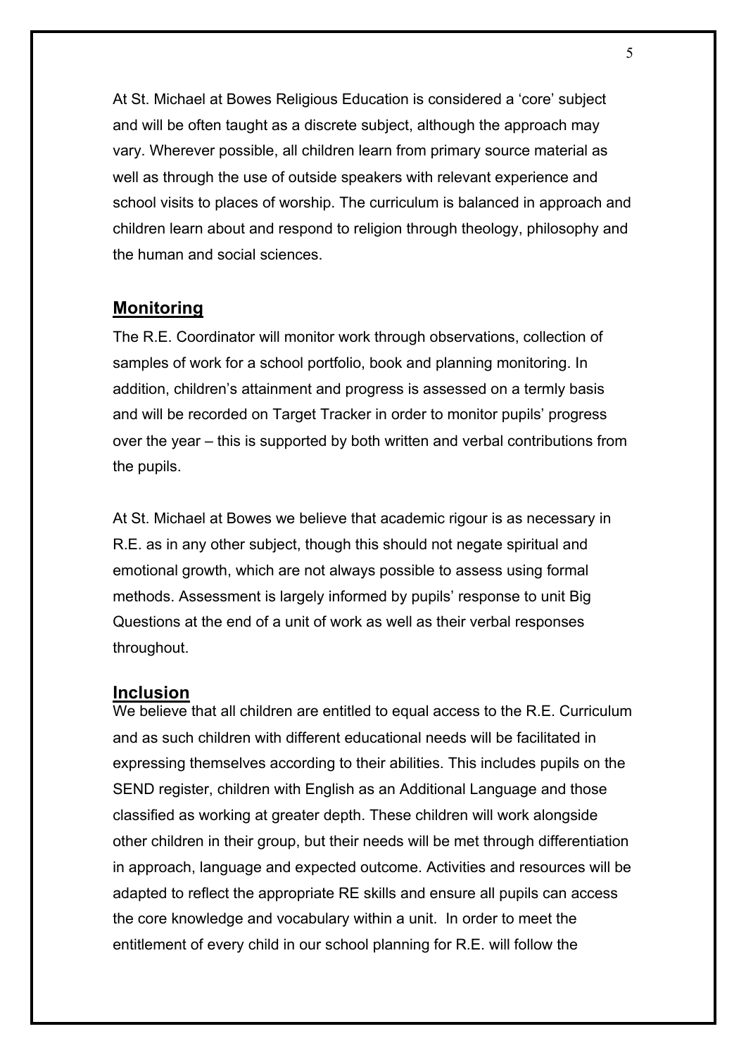At St. Michael at Bowes Religious Education is considered a 'core' subject and will be often taught as a discrete subject, although the approach may vary. Wherever possible, all children learn from primary source material as well as through the use of outside speakers with relevant experience and school visits to places of worship. The curriculum is balanced in approach and children learn about and respond to religion through theology, philosophy and the human and social sciences.

## **Monitoring**

The R.E. Coordinator will monitor work through observations, collection of samples of work for a school portfolio, book and planning monitoring. In addition, children's attainment and progress is assessed on a termly basis and will be recorded on Target Tracker in order to monitor pupils' progress over the year – this is supported by both written and verbal contributions from the pupils.

At St. Michael at Bowes we believe that academic rigour is as necessary in R.E. as in any other subject, though this should not negate spiritual and emotional growth, which are not always possible to assess using formal methods. Assessment is largely informed by pupils' response to unit Big Questions at the end of a unit of work as well as their verbal responses throughout.

## **Inclusion**

We believe that all children are entitled to equal access to the R.E. Curriculum and as such children with different educational needs will be facilitated in expressing themselves according to their abilities. This includes pupils on the SEND register, children with English as an Additional Language and those classified as working at greater depth. These children will work alongside other children in their group, but their needs will be met through differentiation in approach, language and expected outcome. Activities and resources will be adapted to reflect the appropriate RE skills and ensure all pupils can access the core knowledge and vocabulary within a unit. In order to meet the entitlement of every child in our school planning for R.E. will follow the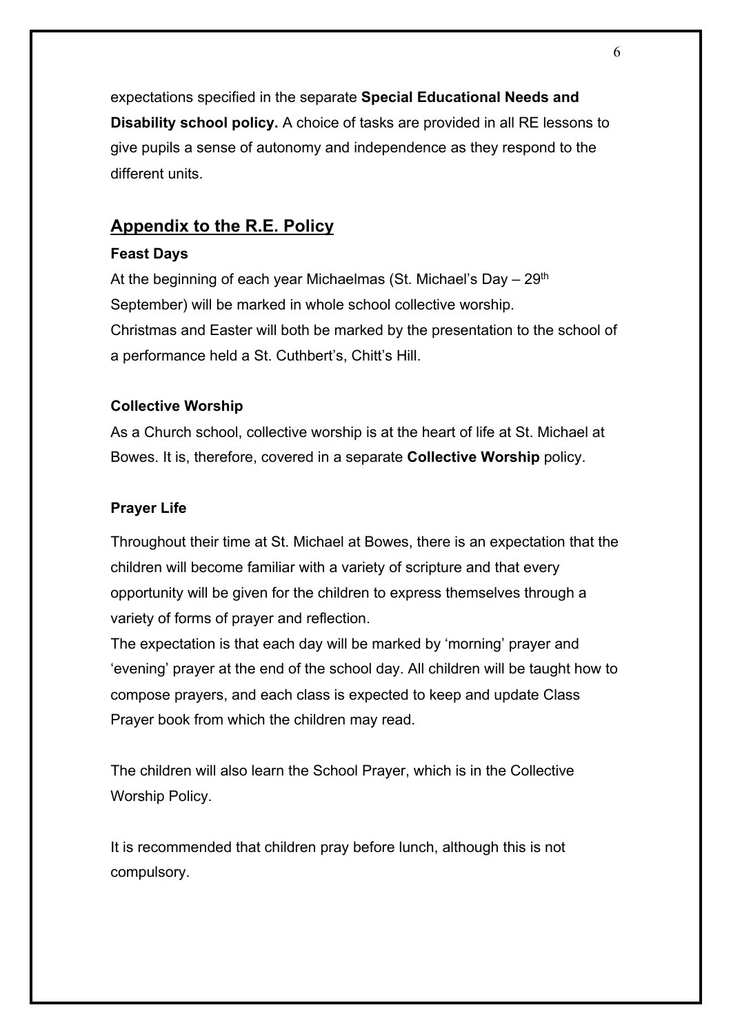expectations specified in the separate **Special Educational Needs and Disability school policy.** A choice of tasks are provided in all RE lessons to give pupils a sense of autonomy and independence as they respond to the different units.

## Appendix to the R.E. Policy

### Feast Days

At the beginning of each year Michaelmas (St. Michael's Day – 29th September) will be marked in whole school collective worship.
Christmas and Easter will both be marked by the presentation to the school of a performance held a St. Cuthbert's, Chitt's Hill.

### Collective Worship

As a Church school, collective worship is at the heart of life at St. Michael at Bowes. It is, therefore, covered in a separate **Collective Worship** policy.

### Prayer Life

Throughout their time at St. Michael at Bowes, there is an expectation that the children will become familiar with a variety of scripture and that every opportunity will be given for the children to express themselves through a variety of forms of prayer and reflection.
The expectation is that each day will be marked by 'morning' prayer and 'evening' prayer at the end of the school day. All children will be taught how to compose prayers, and each class is expected to keep and update Class Prayer book from which the children may read.

The children will also learn the School Prayer, which is in the Collective Worship Policy.

It is recommended that children pray before lunch, although this is not compulsory.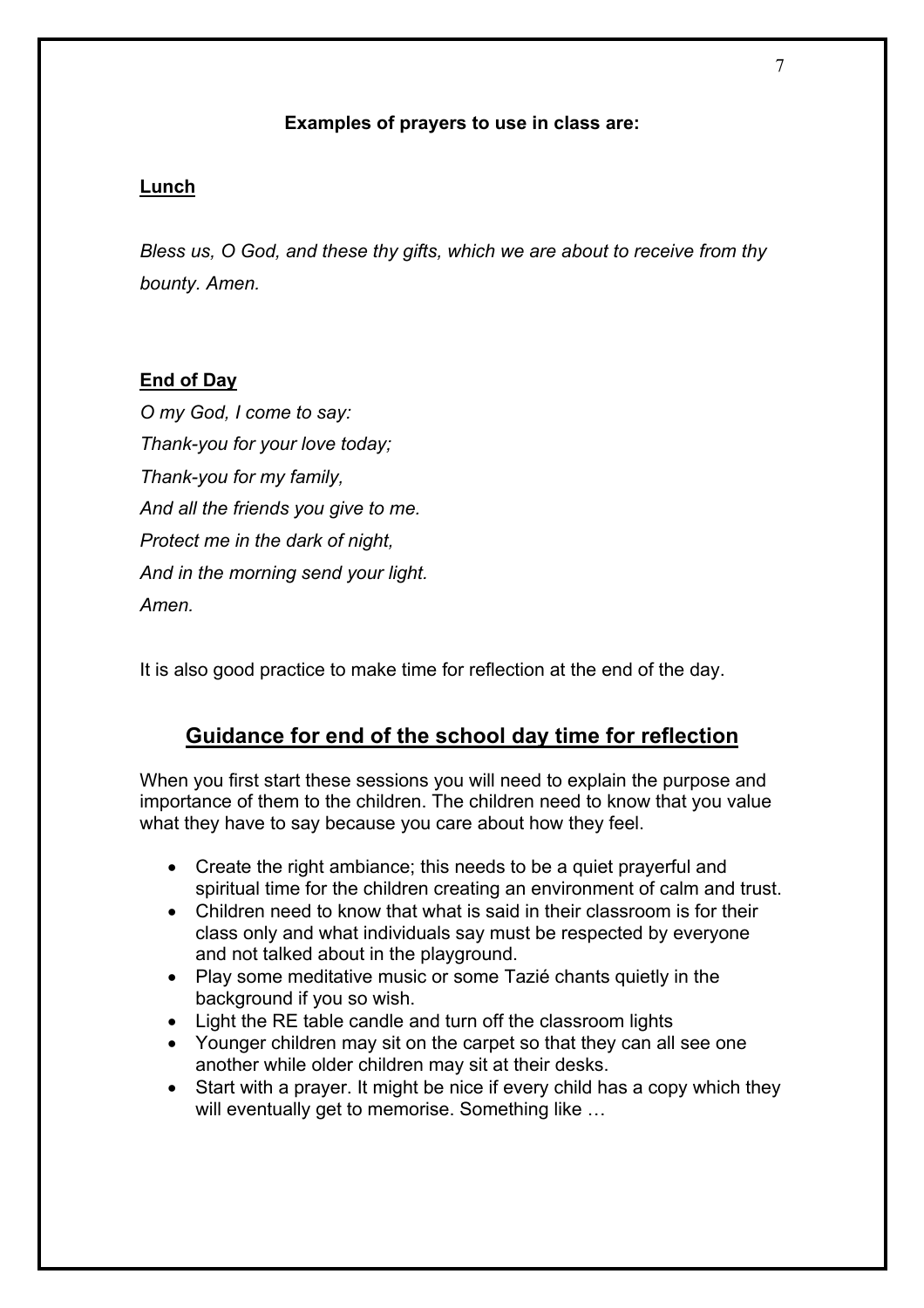**Examples of prayers to use in class are:**

**Lunch**

*Bless us, O God, and these thy gifts, which we are about to receive from thy bounty. Amen.*

**End of Day**

*O my God, I come to say:*
*Thank-you for your love today;*
*Thank-you for my family,*
*And all the friends you give to me.*
*Protect me in the dark of night,*
*And in the morning send your light.*
*Amen.*

It is also good practice to make time for reflection at the end of the day.

## Guidance for end of the school day time for reflection

When you first start these sessions you will need to explain the purpose and importance of them to the children. The children need to know that you value what they have to say because you care about how they feel.

- Create the right ambiance; this needs to be a quiet prayerful and spiritual time for the children creating an environment of calm and trust.
- Children need to know that what is said in their classroom is for their class only and what individuals say must be respected by everyone and not talked about in the playground.
- Play some meditative music or some Tazié chants quietly in the background if you so wish.
- Light the RE table candle and turn off the classroom lights
- Younger children may sit on the carpet so that they can all see one another while older children may sit at their desks.
- Start with a prayer. It might be nice if every child has a copy which they will eventually get to memorise. Something like …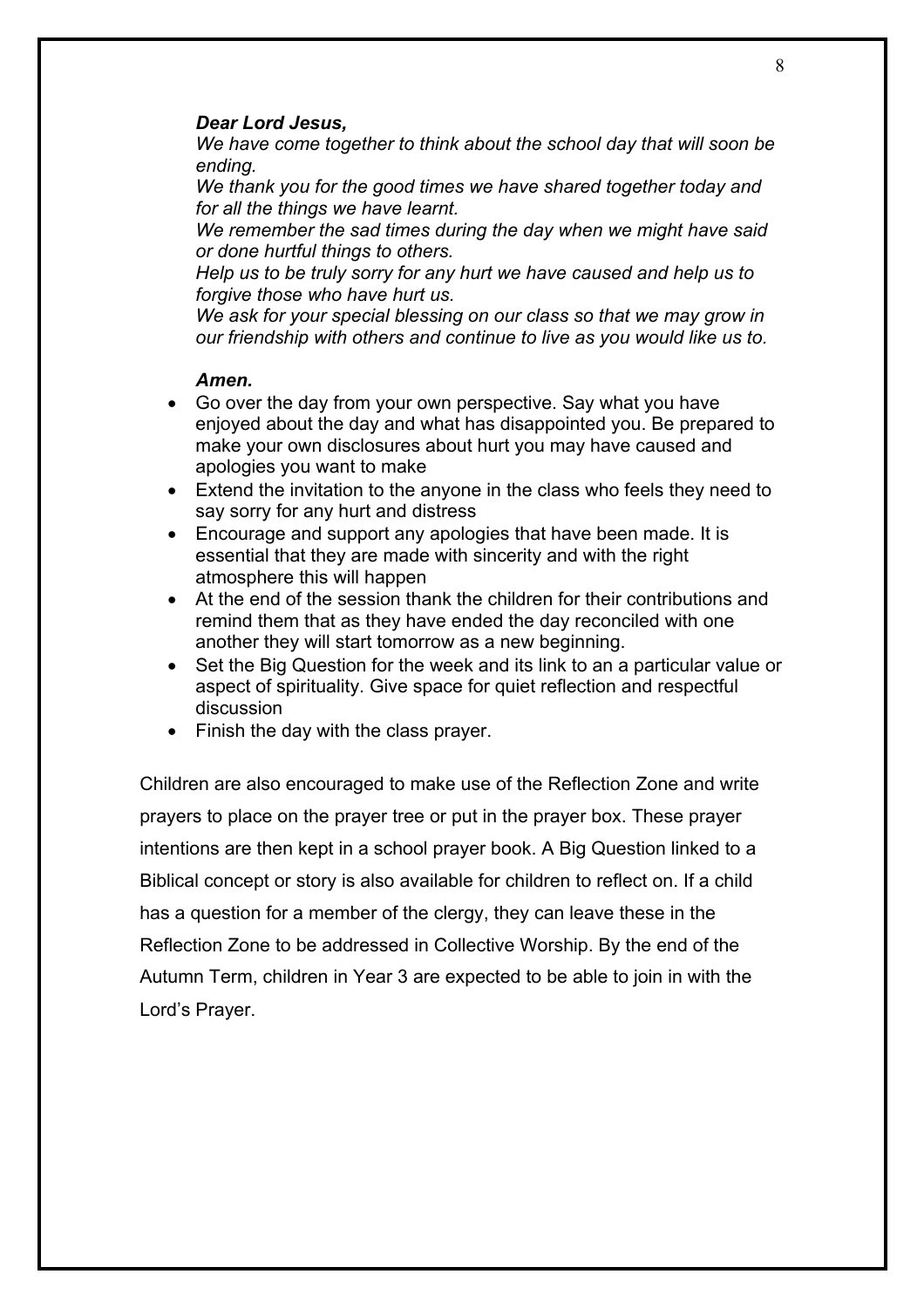***Dear Lord Jesus,***

*We have come together to think about the school day that will soon be ending.*

*We thank you for the good times we have shared together today and for all the things we have learnt.*

*We remember the sad times during the day when we might have said or done hurtful things to others.*

*Help us to be truly sorry for any hurt we have caused and help us to forgive those who have hurt us.*

*We ask for your special blessing on our class so that we may grow in our friendship with others and continue to live as you would like us to.*

***Amen.***

- Go over the day from your own perspective. Say what you have enjoyed about the day and what has disappointed you. Be prepared to make your own disclosures about hurt you may have caused and apologies you want to make
- Extend the invitation to the anyone in the class who feels they need to say sorry for any hurt and distress
- Encourage and support any apologies that have been made. It is essential that they are made with sincerity and with the right atmosphere this will happen
- At the end of the session thank the children for their contributions and remind them that as they have ended the day reconciled with one another they will start tomorrow as a new beginning.
- Set the Big Question for the week and its link to an a particular value or aspect of spirituality. Give space for quiet reflection and respectful discussion
- Finish the day with the class prayer.

Children are also encouraged to make use of the Reflection Zone and write prayers to place on the prayer tree or put in the prayer box. These prayer intentions are then kept in a school prayer book. A Big Question linked to a Biblical concept or story is also available for children to reflect on. If a child has a question for a member of the clergy, they can leave these in the Reflection Zone to be addressed in Collective Worship. By the end of the Autumn Term, children in Year 3 are expected to be able to join in with the Lord's Prayer.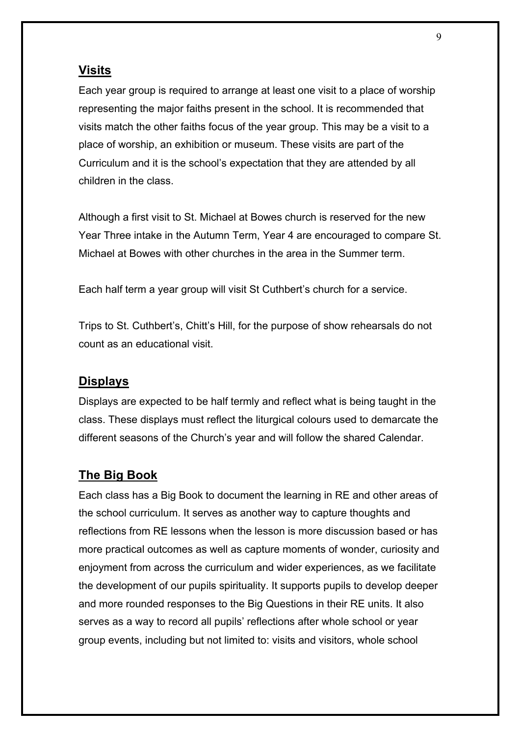## Visits

Each year group is required to arrange at least one visit to a place of worship representing the major faiths present in the school. It is recommended that visits match the other faiths focus of the year group. This may be a visit to a place of worship, an exhibition or museum. These visits are part of the Curriculum and it is the school's expectation that they are attended by all children in the class.

Although a first visit to St. Michael at Bowes church is reserved for the new Year Three intake in the Autumn Term, Year 4 are encouraged to compare St. Michael at Bowes with other churches in the area in the Summer term.

Each half term a year group will visit St Cuthbert's church for a service.

Trips to St. Cuthbert's, Chitt's Hill, for the purpose of show rehearsals do not count as an educational visit.

## Displays

Displays are expected to be half termly and reflect what is being taught in the class. These displays must reflect the liturgical colours used to demarcate the different seasons of the Church's year and will follow the shared Calendar.

## The Big Book

Each class has a Big Book to document the learning in RE and other areas of the school curriculum. It serves as another way to capture thoughts and reflections from RE lessons when the lesson is more discussion based or has more practical outcomes as well as capture moments of wonder, curiosity and enjoyment from across the curriculum and wider experiences, as we facilitate the development of our pupils spirituality. It supports pupils to develop deeper and more rounded responses to the Big Questions in their RE units. It also serves as a way to record all pupils' reflections after whole school or year group events, including but not limited to: visits and visitors, whole school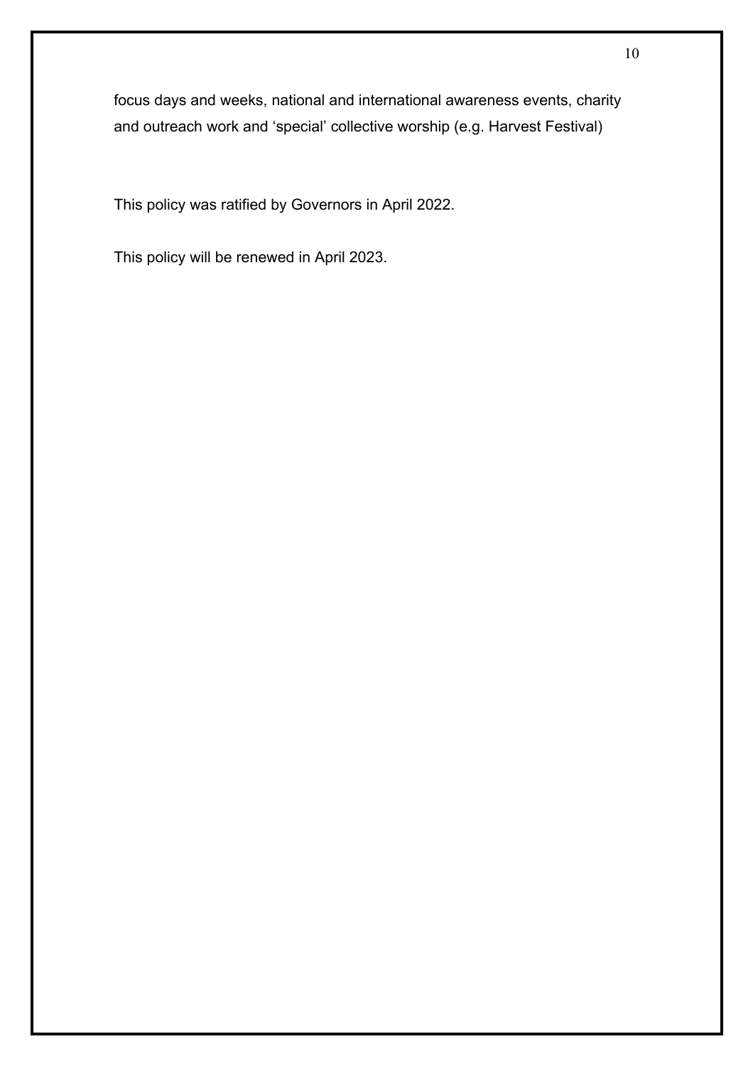focus days and weeks, national and international awareness events, charity and outreach work and 'special' collective worship (e.g. Harvest Festival)

This policy was ratified by Governors in April 2022.

This policy will be renewed in April 2023.